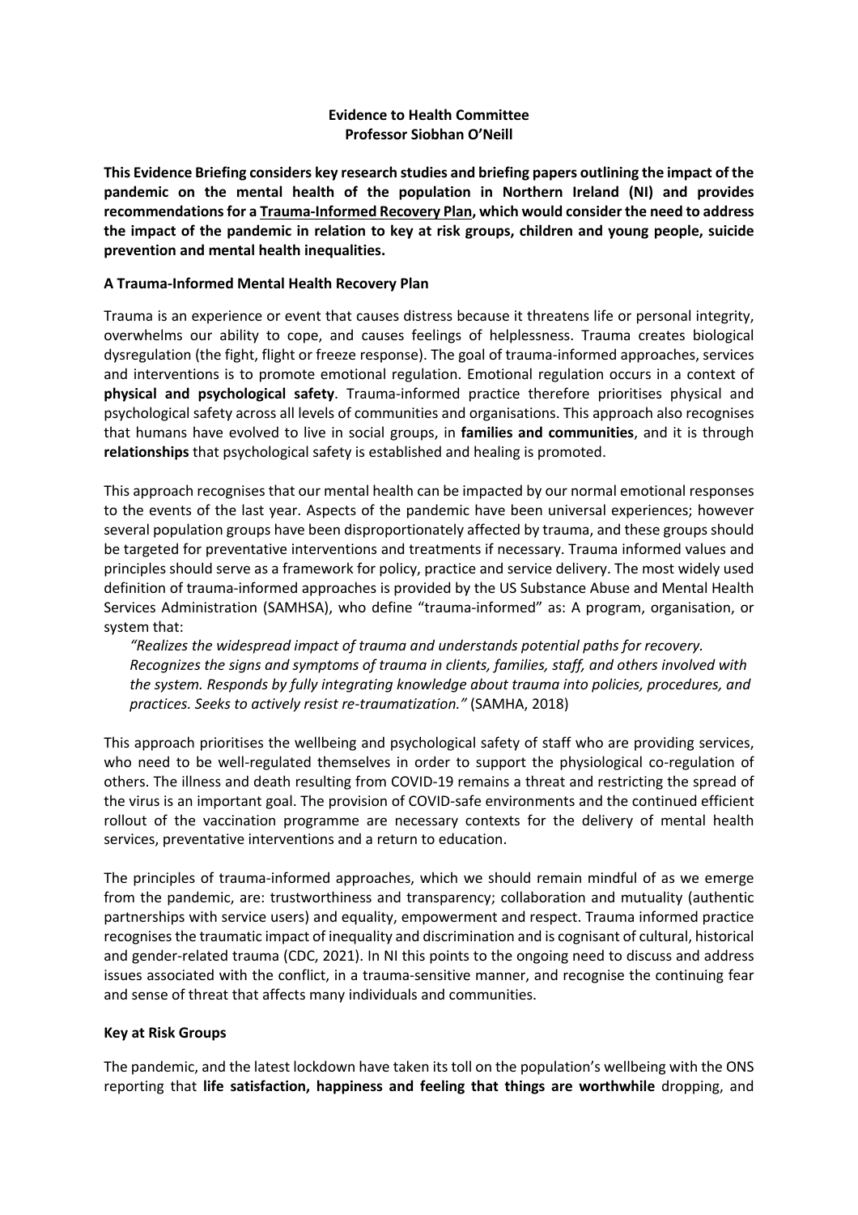**Evidence to Health Committee**
**Professor Siobhan O'Neill**

**This Evidence Briefing considers key research studies and briefing papers outlining the impact of the pandemic on the mental health of the population in Northern Ireland (NI) and provides recommendations for a Trauma-Informed Recovery Plan, which would consider the need to address the impact of the pandemic in relation to key at risk groups, children and young people, suicide prevention and mental health inequalities.**

**A Trauma-Informed Mental Health Recovery Plan**

Trauma is an experience or event that causes distress because it threatens life or personal integrity, overwhelms our ability to cope, and causes feelings of helplessness. Trauma creates biological dysregulation (the fight, flight or freeze response). The goal of trauma-informed approaches, services and interventions is to promote emotional regulation. Emotional regulation occurs in a context of **physical and psychological safety**. Trauma-informed practice therefore prioritises physical and psychological safety across all levels of communities and organisations. This approach also recognises that humans have evolved to live in social groups, in **families and communities**, and it is through **relationships** that psychological safety is established and healing is promoted.

This approach recognises that our mental health can be impacted by our normal emotional responses to the events of the last year. Aspects of the pandemic have been universal experiences; however several population groups have been disproportionately affected by trauma, and these groups should be targeted for preventative interventions and treatments if necessary. Trauma informed values and principles should serve as a framework for policy, practice and service delivery. The most widely used definition of trauma-informed approaches is provided by the US Substance Abuse and Mental Health Services Administration (SAMHSA), who define "trauma-informed" as: A program, organisation, or system that:

> *"Realizes the widespread impact of trauma and understands potential paths for recovery. Recognizes the signs and symptoms of trauma in clients, families, staff, and others involved with the system. Responds by fully integrating knowledge about trauma into policies, procedures, and practices. Seeks to actively resist re-traumatization."* (SAMHA, 2018)

This approach prioritises the wellbeing and psychological safety of staff who are providing services, who need to be well-regulated themselves in order to support the physiological co-regulation of others. The illness and death resulting from COVID-19 remains a threat and restricting the spread of the virus is an important goal. The provision of COVID-safe environments and the continued efficient rollout of the vaccination programme are necessary contexts for the delivery of mental health services, preventative interventions and a return to education.

The principles of trauma-informed approaches, which we should remain mindful of as we emerge from the pandemic, are: trustworthiness and transparency; collaboration and mutuality (authentic partnerships with service users) and equality, empowerment and respect. Trauma informed practice recognises the traumatic impact of inequality and discrimination and is cognisant of cultural, historical and gender-related trauma (CDC, 2021). In NI this points to the ongoing need to discuss and address issues associated with the conflict, in a trauma-sensitive manner, and recognise the continuing fear and sense of threat that affects many individuals and communities.

**Key at Risk Groups**

The pandemic, and the latest lockdown have taken its toll on the population's wellbeing with the ONS reporting that **life satisfaction, happiness and feeling that things are worthwhile** dropping, and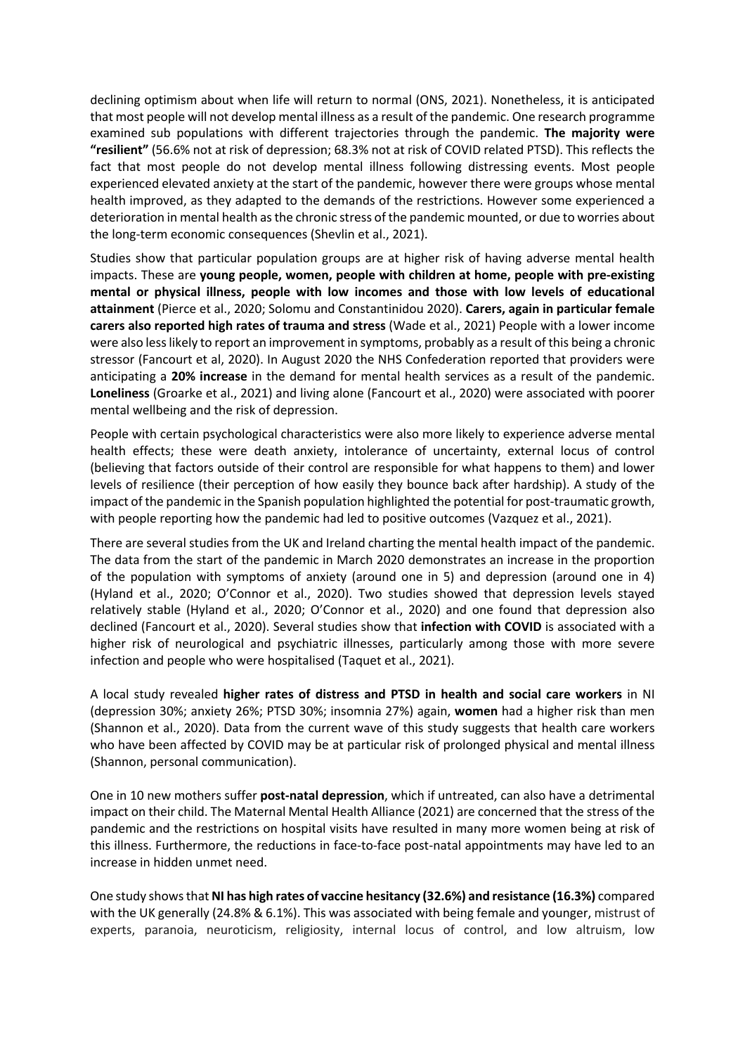declining optimism about when life will return to normal (ONS, 2021). Nonetheless, it is anticipated that most people will not develop mental illness as a result of the pandemic. One research programme examined sub populations with different trajectories through the pandemic. **The majority were "resilient"** (56.6% not at risk of depression; 68.3% not at risk of COVID related PTSD). This reflects the fact that most people do not develop mental illness following distressing events. Most people experienced elevated anxiety at the start of the pandemic, however there were groups whose mental health improved, as they adapted to the demands of the restrictions. However some experienced a deterioration in mental health as the chronic stress of the pandemic mounted, or due to worries about the long-term economic consequences (Shevlin et al., 2021).

Studies show that particular population groups are at higher risk of having adverse mental health impacts. These are **young people, women, people with children at home, people with pre-existing mental or physical illness, people with low incomes and those with low levels of educational attainment** (Pierce et al., 2020; Solomu and Constantinidou 2020). **Carers, again in particular female carers also reported high rates of trauma and stress** (Wade et al., 2021) People with a lower income were also less likely to report an improvement in symptoms, probably as a result of this being a chronic stressor (Fancourt et al, 2020). In August 2020 the NHS Confederation reported that providers were anticipating a **20% increase** in the demand for mental health services as a result of the pandemic. **Loneliness** (Groarke et al., 2021) and living alone (Fancourt et al., 2020) were associated with poorer mental wellbeing and the risk of depression.

People with certain psychological characteristics were also more likely to experience adverse mental health effects; these were death anxiety, intolerance of uncertainty, external locus of control (believing that factors outside of their control are responsible for what happens to them) and lower levels of resilience (their perception of how easily they bounce back after hardship). A study of the impact of the pandemic in the Spanish population highlighted the potential for post-traumatic growth, with people reporting how the pandemic had led to positive outcomes (Vazquez et al., 2021).

There are several studies from the UK and Ireland charting the mental health impact of the pandemic. The data from the start of the pandemic in March 2020 demonstrates an increase in the proportion of the population with symptoms of anxiety (around one in 5) and depression (around one in 4) (Hyland et al., 2020; O'Connor et al., 2020). Two studies showed that depression levels stayed relatively stable (Hyland et al., 2020; O'Connor et al., 2020) and one found that depression also declined (Fancourt et al., 2020). Several studies show that **infection with COVID** is associated with a higher risk of neurological and psychiatric illnesses, particularly among those with more severe infection and people who were hospitalised (Taquet et al., 2021).

A local study revealed **higher rates of distress and PTSD in health and social care workers** in NI (depression 30%; anxiety 26%; PTSD 30%; insomnia 27%) again, **women** had a higher risk than men (Shannon et al., 2020). Data from the current wave of this study suggests that health care workers who have been affected by COVID may be at particular risk of prolonged physical and mental illness (Shannon, personal communication).

One in 10 new mothers suffer **post-natal depression**, which if untreated, can also have a detrimental impact on their child. The Maternal Mental Health Alliance (2021) are concerned that the stress of the pandemic and the restrictions on hospital visits have resulted in many more women being at risk of this illness. Furthermore, the reductions in face-to-face post-natal appointments may have led to an increase in hidden unmet need.

One study shows that **NI has high rates of vaccine hesitancy (32.6%) and resistance (16.3%)** compared with the UK generally (24.8% & 6.1%). This was associated with being female and younger, mistrust of experts, paranoia, neuroticism, religiosity, internal locus of control, and low altruism, low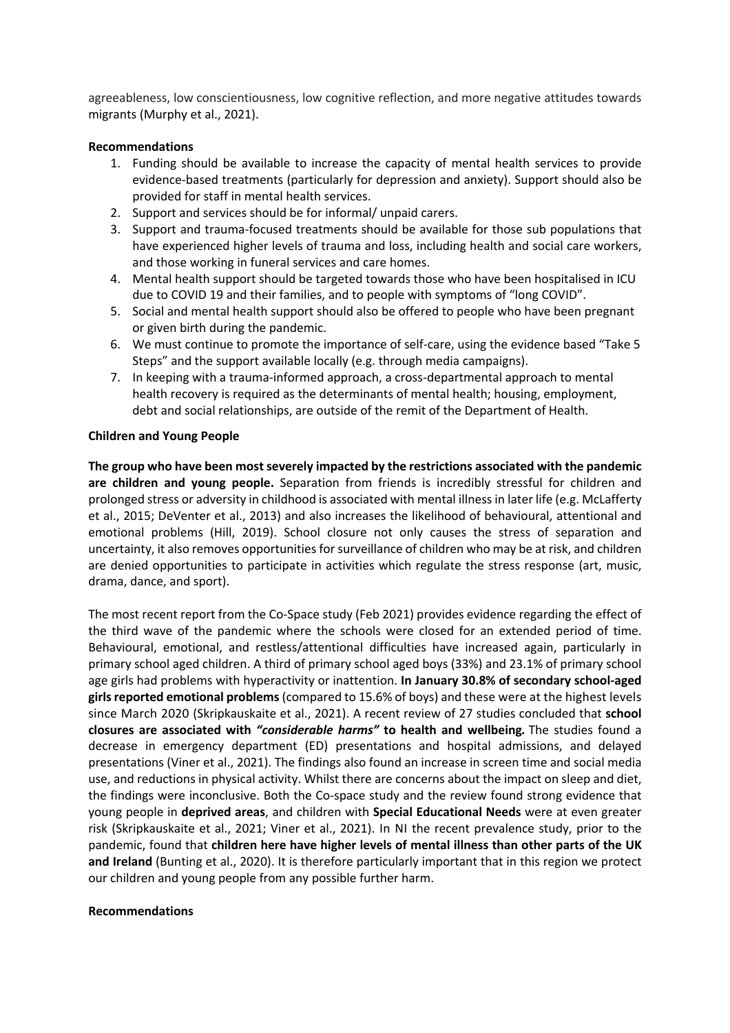agreeableness, low conscientiousness, low cognitive reflection, and more negative attitudes towards migrants (Murphy et al., 2021).

**Recommendations**

1. Funding should be available to increase the capacity of mental health services to provide evidence-based treatments (particularly for depression and anxiety). Support should also be provided for staff in mental health services.
2. Support and services should be for informal/ unpaid carers.
3. Support and trauma-focused treatments should be available for those sub populations that have experienced higher levels of trauma and loss, including health and social care workers, and those working in funeral services and care homes.
4. Mental health support should be targeted towards those who have been hospitalised in ICU due to COVID 19 and their families, and to people with symptoms of "long COVID".
5. Social and mental health support should also be offered to people who have been pregnant or given birth during the pandemic.
6. We must continue to promote the importance of self-care, using the evidence based "Take 5 Steps" and the support available locally (e.g. through media campaigns).
7. In keeping with a trauma-informed approach, a cross-departmental approach to mental health recovery is required as the determinants of mental health; housing, employment, debt and social relationships, are outside of the remit of the Department of Health.

**Children and Young People**

**The group who have been most severely impacted by the restrictions associated with the pandemic are children and young people.** Separation from friends is incredibly stressful for children and prolonged stress or adversity in childhood is associated with mental illness in later life (e.g. McLafferty et al., 2015; DeVenter et al., 2013) and also increases the likelihood of behavioural, attentional and emotional problems (Hill, 2019). School closure not only causes the stress of separation and uncertainty, it also removes opportunities for surveillance of children who may be at risk, and children are denied opportunities to participate in activities which regulate the stress response (art, music, drama, dance, and sport).

The most recent report from the Co-Space study (Feb 2021) provides evidence regarding the effect of the third wave of the pandemic where the schools were closed for an extended period of time. Behavioural, emotional, and restless/attentional difficulties have increased again, particularly in primary school aged children. A third of primary school aged boys (33%) and 23.1% of primary school age girls had problems with hyperactivity or inattention. **In January 30.8% of secondary school-aged girls reported emotional problems** (compared to 15.6% of boys) and these were at the highest levels since March 2020 (Skripkauskaite et al., 2021). A recent review of 27 studies concluded that **school closures are associated with *"considerable harms"* to health and wellbeing.** The studies found a decrease in emergency department (ED) presentations and hospital admissions, and delayed presentations (Viner et al., 2021). The findings also found an increase in screen time and social media use, and reductions in physical activity. Whilst there are concerns about the impact on sleep and diet, the findings were inconclusive. Both the Co-space study and the review found strong evidence that young people in **deprived areas**, and children with **Special Educational Needs** were at even greater risk (Skripkauskaite et al., 2021; Viner et al., 2021). In NI the recent prevalence study, prior to the pandemic, found that **children here have higher levels of mental illness than other parts of the UK and Ireland** (Bunting et al., 2020). It is therefore particularly important that in this region we protect our children and young people from any possible further harm.

**Recommendations**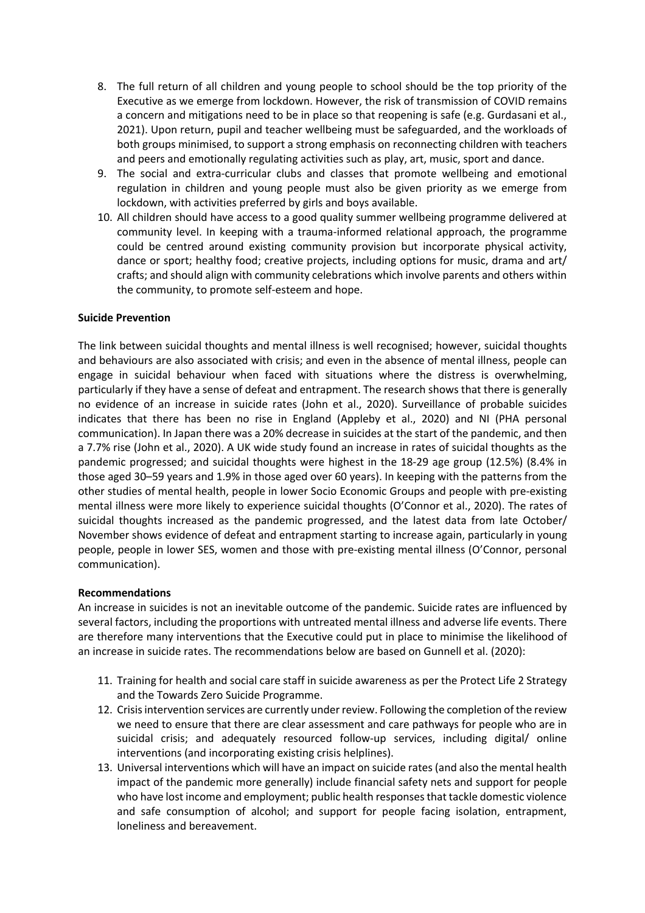8. The full return of all children and young people to school should be the top priority of the Executive as we emerge from lockdown. However, the risk of transmission of COVID remains a concern and mitigations need to be in place so that reopening is safe (e.g. Gurdasani et al., 2021). Upon return, pupil and teacher wellbeing must be safeguarded, and the workloads of both groups minimised, to support a strong emphasis on reconnecting children with teachers and peers and emotionally regulating activities such as play, art, music, sport and dance.
9. The social and extra-curricular clubs and classes that promote wellbeing and emotional regulation in children and young people must also be given priority as we emerge from lockdown, with activities preferred by girls and boys available.
10. All children should have access to a good quality summer wellbeing programme delivered at community level. In keeping with a trauma-informed relational approach, the programme could be centred around existing community provision but incorporate physical activity, dance or sport; healthy food; creative projects, including options for music, drama and art/ crafts; and should align with community celebrations which involve parents and others within the community, to promote self-esteem and hope.

**Suicide Prevention**

The link between suicidal thoughts and mental illness is well recognised; however, suicidal thoughts and behaviours are also associated with crisis; and even in the absence of mental illness, people can engage in suicidal behaviour when faced with situations where the distress is overwhelming, particularly if they have a sense of defeat and entrapment. The research shows that there is generally no evidence of an increase in suicide rates (John et al., 2020). Surveillance of probable suicides indicates that there has been no rise in England (Appleby et al., 2020) and NI (PHA personal communication). In Japan there was a 20% decrease in suicides at the start of the pandemic, and then a 7.7% rise (John et al., 2020). A UK wide study found an increase in rates of suicidal thoughts as the pandemic progressed; and suicidal thoughts were highest in the 18-29 age group (12.5%) (8.4% in those aged 30–59 years and 1.9% in those aged over 60 years). In keeping with the patterns from the other studies of mental health, people in lower Socio Economic Groups and people with pre-existing mental illness were more likely to experience suicidal thoughts (O'Connor et al., 2020). The rates of suicidal thoughts increased as the pandemic progressed, and the latest data from late October/ November shows evidence of defeat and entrapment starting to increase again, particularly in young people, people in lower SES, women and those with pre-existing mental illness (O'Connor, personal communication).

**Recommendations**

An increase in suicides is not an inevitable outcome of the pandemic. Suicide rates are influenced by several factors, including the proportions with untreated mental illness and adverse life events. There are therefore many interventions that the Executive could put in place to minimise the likelihood of an increase in suicide rates. The recommendations below are based on Gunnell et al. (2020):

11. Training for health and social care staff in suicide awareness as per the Protect Life 2 Strategy and the Towards Zero Suicide Programme.
12. Crisis intervention services are currently under review. Following the completion of the review we need to ensure that there are clear assessment and care pathways for people who are in suicidal crisis; and adequately resourced follow-up services, including digital/ online interventions (and incorporating existing crisis helplines).
13. Universal interventions which will have an impact on suicide rates (and also the mental health impact of the pandemic more generally) include financial safety nets and support for people who have lost income and employment; public health responses that tackle domestic violence and safe consumption of alcohol; and support for people facing isolation, entrapment, loneliness and bereavement.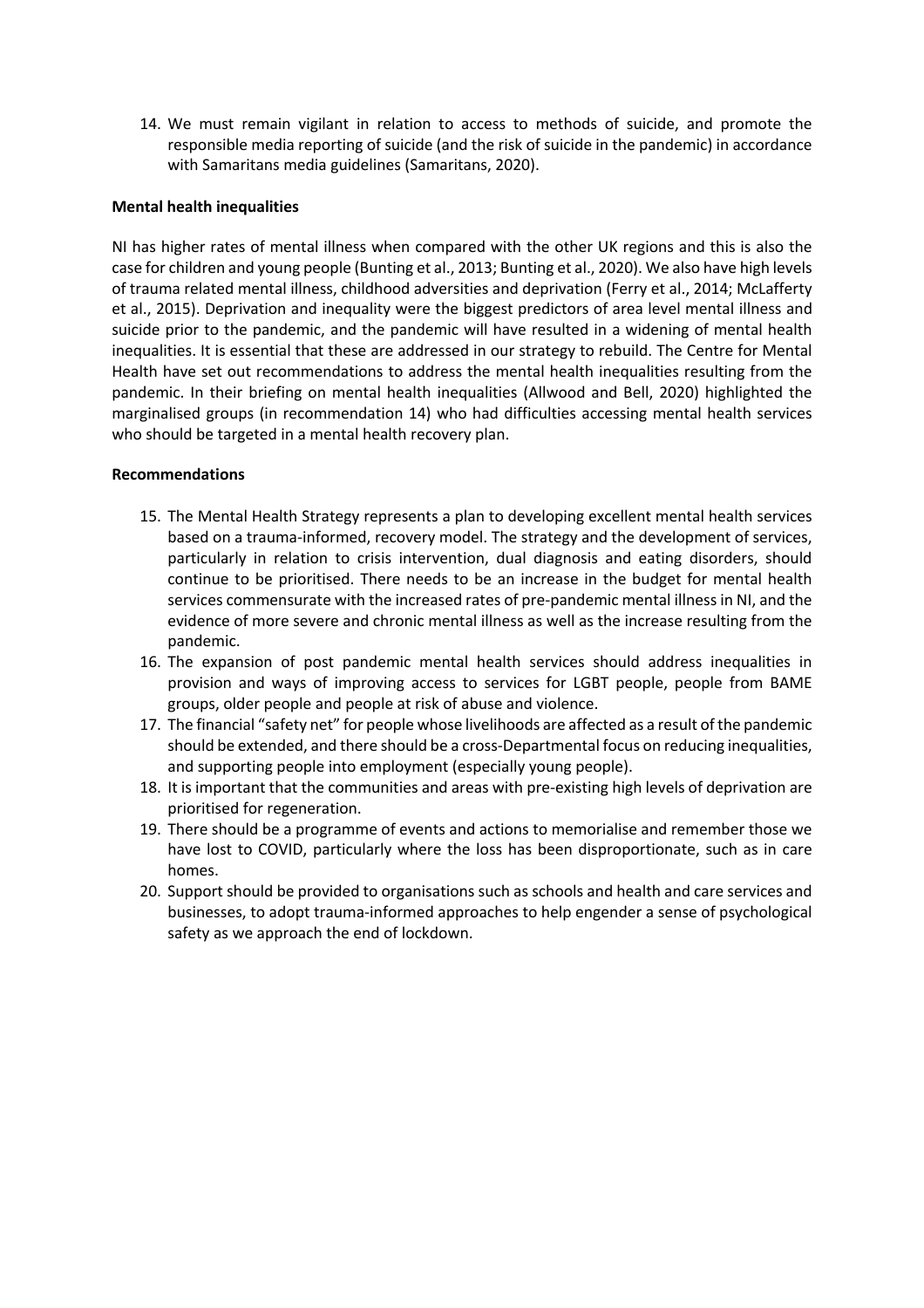14. We must remain vigilant in relation to access to methods of suicide, and promote the responsible media reporting of suicide (and the risk of suicide in the pandemic) in accordance with Samaritans media guidelines (Samaritans, 2020).

**Mental health inequalities**

NI has higher rates of mental illness when compared with the other UK regions and this is also the case for children and young people (Bunting et al., 2013; Bunting et al., 2020). We also have high levels of trauma related mental illness, childhood adversities and deprivation (Ferry et al., 2014; McLafferty et al., 2015). Deprivation and inequality were the biggest predictors of area level mental illness and suicide prior to the pandemic, and the pandemic will have resulted in a widening of mental health inequalities. It is essential that these are addressed in our strategy to rebuild. The Centre for Mental Health have set out recommendations to address the mental health inequalities resulting from the pandemic. In their briefing on mental health inequalities (Allwood and Bell, 2020) highlighted the marginalised groups (in recommendation 14) who had difficulties accessing mental health services who should be targeted in a mental health recovery plan.

**Recommendations**

15. The Mental Health Strategy represents a plan to developing excellent mental health services based on a trauma-informed, recovery model. The strategy and the development of services, particularly in relation to crisis intervention, dual diagnosis and eating disorders, should continue to be prioritised. There needs to be an increase in the budget for mental health services commensurate with the increased rates of pre-pandemic mental illness in NI, and the evidence of more severe and chronic mental illness as well as the increase resulting from the pandemic.
16. The expansion of post pandemic mental health services should address inequalities in provision and ways of improving access to services for LGBT people, people from BAME groups, older people and people at risk of abuse and violence.
17. The financial "safety net" for people whose livelihoods are affected as a result of the pandemic should be extended, and there should be a cross-Departmental focus on reducing inequalities, and supporting people into employment (especially young people).
18. It is important that the communities and areas with pre-existing high levels of deprivation are prioritised for regeneration.
19. There should be a programme of events and actions to memorialise and remember those we have lost to COVID, particularly where the loss has been disproportionate, such as in care homes.
20. Support should be provided to organisations such as schools and health and care services and businesses, to adopt trauma-informed approaches to help engender a sense of psychological safety as we approach the end of lockdown.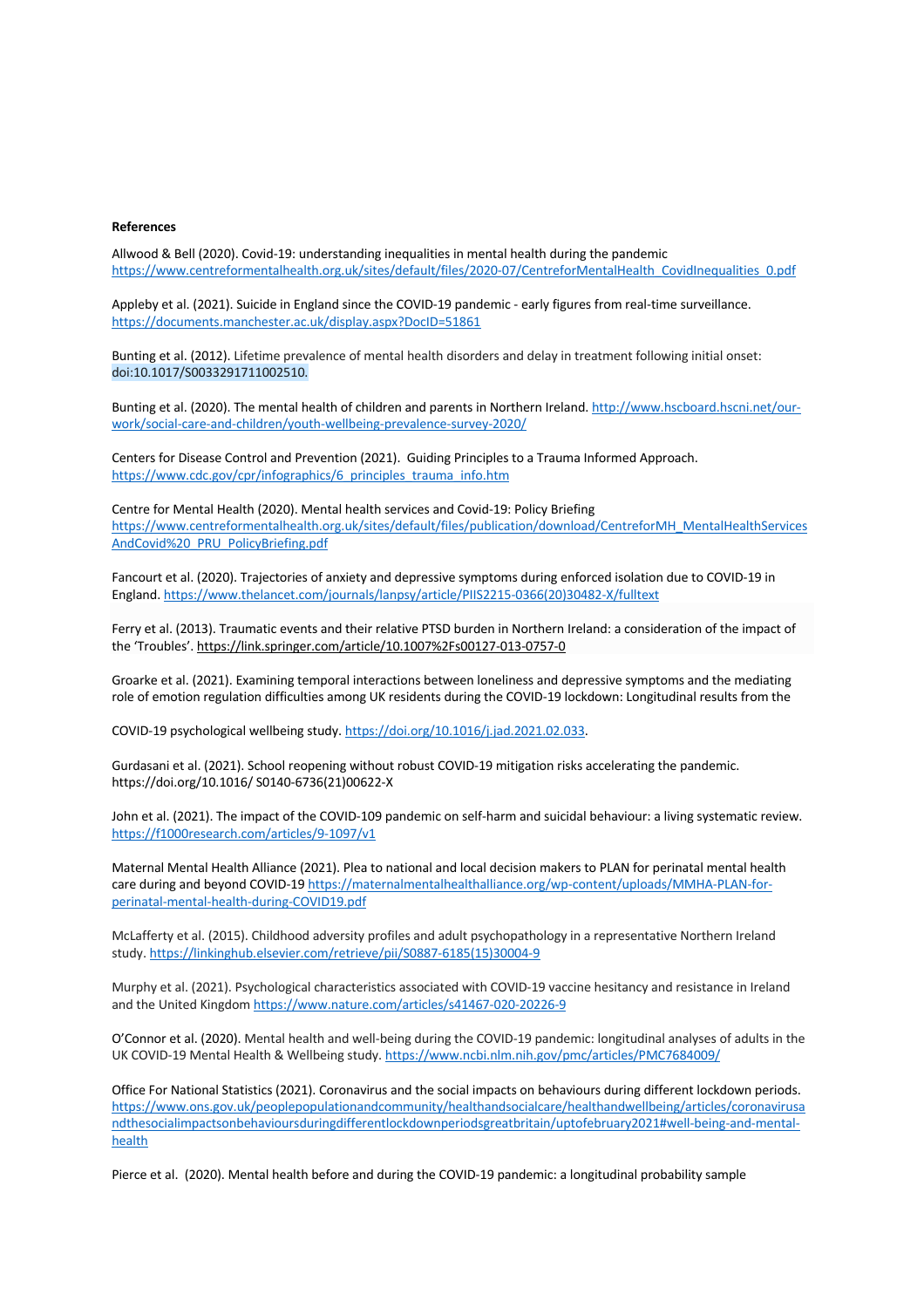**References**

Allwood & Bell (2020). Covid-19: understanding inequalities in mental health during the pandemic https://www.centreformentalhealth.org.uk/sites/default/files/2020-07/CentreforMentalHealth_CovidInequalities_0.pdf

Appleby et al. (2021). Suicide in England since the COVID-19 pandemic - early figures from real-time surveillance. https://documents.manchester.ac.uk/display.aspx?DocID=51861

Bunting et al. (2012). Lifetime prevalence of mental health disorders and delay in treatment following initial onset: doi:10.1017/S0033291711002510.

Bunting et al. (2020). The mental health of children and parents in Northern Ireland. http://www.hscboard.hscni.net/our-work/social-care-and-children/youth-wellbeing-prevalence-survey-2020/

Centers for Disease Control and Prevention (2021). Guiding Principles to a Trauma Informed Approach. https://www.cdc.gov/cpr/infographics/6_principles_trauma_info.htm

Centre for Mental Health (2020). Mental health services and Covid-19: Policy Briefing https://www.centreformentalhealth.org.uk/sites/default/files/publication/download/CentreforMH_MentalHealthServicesAndCovid%20_PRU_PolicyBriefing.pdf

Fancourt et al. (2020). Trajectories of anxiety and depressive symptoms during enforced isolation due to COVID-19 in England. https://www.thelancet.com/journals/lanpsy/article/PIIS2215-0366(20)30482-X/fulltext

Ferry et al. (2013). Traumatic events and their relative PTSD burden in Northern Ireland: a consideration of the impact of the 'Troubles'. https://link.springer.com/article/10.1007%2Fs00127-013-0757-0

Groarke et al. (2021). Examining temporal interactions between loneliness and depressive symptoms and the mediating role of emotion regulation difficulties among UK residents during the COVID-19 lockdown: Longitudinal results from the COVID-19 psychological wellbeing study. https://doi.org/10.1016/j.jad.2021.02.033.

Gurdasani et al. (2021). School reopening without robust COVID-19 mitigation risks accelerating the pandemic. https://doi.org/10.1016/ S0140-6736(21)00622-X

John et al. (2021). The impact of the COVID-109 pandemic on self-harm and suicidal behaviour: a living systematic review. https://f1000research.com/articles/9-1097/v1

Maternal Mental Health Alliance (2021). Plea to national and local decision makers to PLAN for perinatal mental health care during and beyond COVID-19 https://maternalmentalhealthalliance.org/wp-content/uploads/MMHA-PLAN-for-perinatal-mental-health-during-COVID19.pdf

McLafferty et al. (2015). Childhood adversity profiles and adult psychopathology in a representative Northern Ireland study. https://linkinghub.elsevier.com/retrieve/pii/S0887-6185(15)30004-9

Murphy et al. (2021). Psychological characteristics associated with COVID-19 vaccine hesitancy and resistance in Ireland and the United Kingdom https://www.nature.com/articles/s41467-020-20226-9

O'Connor et al. (2020). Mental health and well-being during the COVID-19 pandemic: longitudinal analyses of adults in the UK COVID-19 Mental Health & Wellbeing study. https://www.ncbi.nlm.nih.gov/pmc/articles/PMC7684009/

Office For National Statistics (2021). Coronavirus and the social impacts on behaviours during different lockdown periods. https://www.ons.gov.uk/peoplepopulationandcommunity/healthandsocialcare/healthandwellbeing/articles/coronavirusandthesocialimpactsonbehavioursduringdifferentlockdownperiodsgreatbritain/uptofebruary2021#well-being-and-mental-health

Pierce et al. (2020). Mental health before and during the COVID-19 pandemic: a longitudinal probability sample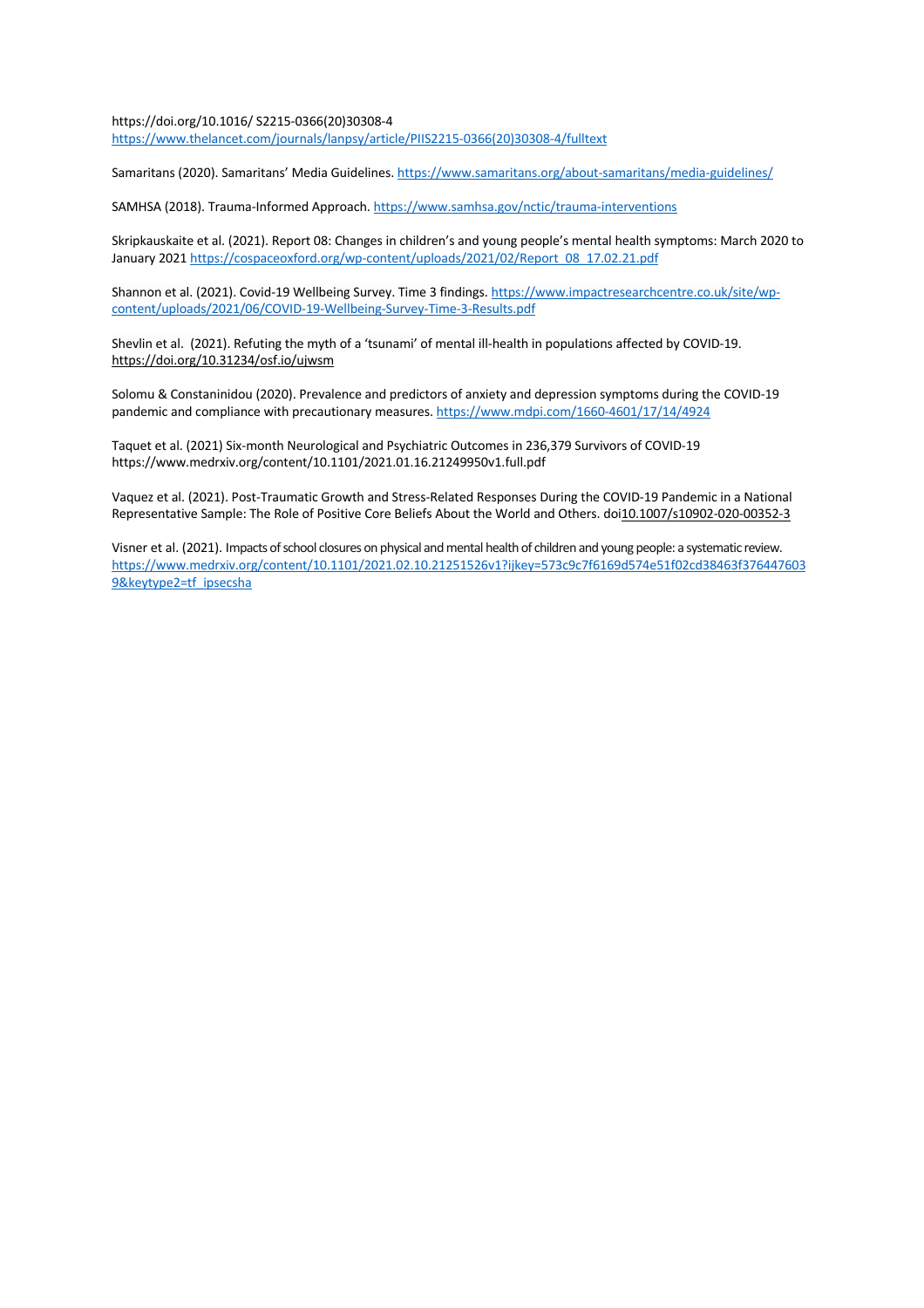https://doi.org/10.1016/ S2215-0366(20)30308-4
https://www.thelancet.com/journals/lanpsy/article/PIIS2215-0366(20)30308-4/fulltext

Samaritans (2020). Samaritans' Media Guidelines. https://www.samaritans.org/about-samaritans/media-guidelines/

SAMHSA (2018). Trauma-Informed Approach. https://www.samhsa.gov/nctic/trauma-interventions

Skripkauskaite et al. (2021). Report 08: Changes in children's and young people's mental health symptoms: March 2020 to January 2021 https://cospaceoxford.org/wp-content/uploads/2021/02/Report_08_17.02.21.pdf

Shannon et al. (2021). Covid-19 Wellbeing Survey. Time 3 findings. https://www.impactresearchcentre.co.uk/site/wp-content/uploads/2021/06/COVID-19-Wellbeing-Survey-Time-3-Results.pdf

Shevlin et al. (2021). Refuting the myth of a 'tsunami' of mental ill-health in populations affected by COVID-19. https://doi.org/10.31234/osf.io/ujwsm

Solomu & Constaninidou (2020). Prevalence and predictors of anxiety and depression symptoms during the COVID-19 pandemic and compliance with precautionary measures. https://www.mdpi.com/1660-4601/17/14/4924

Taquet et al. (2021) Six-month Neurological and Psychiatric Outcomes in 236,379 Survivors of COVID-19 https://www.medrxiv.org/content/10.1101/2021.01.16.21249950v1.full.pdf

Vaquez et al. (2021). Post-Traumatic Growth and Stress-Related Responses During the COVID-19 Pandemic in a National Representative Sample: The Role of Positive Core Beliefs About the World and Others. doi10.1007/s10902-020-00352-3

Visner et al. (2021). Impacts of school closures on physical and mental health of children and young people: a systematic review. https://www.medrxiv.org/content/10.1101/2021.02.10.21251526v1?ijkey=573c9c7f6169d574e51f02cd38463f3764476039&keytype2=tf_ipsecsha